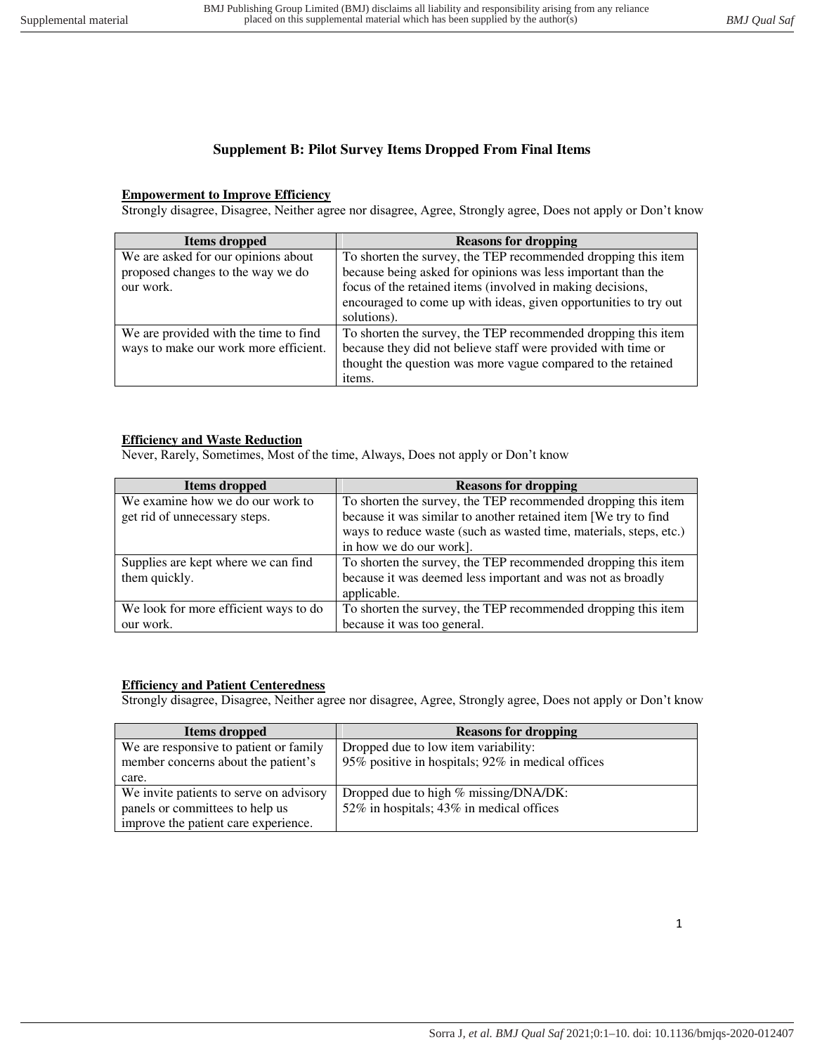# Supplement B: Pilot Survey Items Dropped From Final Items

## Empowerment to Improve Efficiency

Strongly disagree, Disagree, Neither agree nor disagree, Agree, Strongly agree, Does not apply or Don't know

| Items dropped | Reasons for dropping |
|---|---|
| We are asked for our opinions about proposed changes to the way we do our work. | To shorten the survey, the TEP recommended dropping this item because being asked for opinions was less important than the focus of the retained items (involved in making decisions, encouraged to come up with ideas, given opportunities to try out solutions). |
| We are provided with the time to find ways to make our work more efficient. | To shorten the survey, the TEP recommended dropping this item because they did not believe staff were provided with time or thought the question was more vague compared to the retained items. |

## Efficiency and Waste Reduction

Never, Rarely, Sometimes, Most of the time, Always, Does not apply or Don't know

| Items dropped | Reasons for dropping |
|---|---|
| We examine how we do our work to get rid of unnecessary steps. | To shorten the survey, the TEP recommended dropping this item because it was similar to another retained item [We try to find ways to reduce waste (such as wasted time, materials, steps, etc.) in how we do our work]. |
| Supplies are kept where we can find them quickly. | To shorten the survey, the TEP recommended dropping this item because it was deemed less important and was not as broadly applicable. |
| We look for more efficient ways to do our work. | To shorten the survey, the TEP recommended dropping this item because it was too general. |

## Efficiency and Patient Centeredness

Strongly disagree, Disagree, Neither agree nor disagree, Agree, Strongly agree, Does not apply or Don't know

| Items dropped | Reasons for dropping |
|---|---|
| We are responsive to patient or family member concerns about the patient's care. | Dropped due to low item variability: 95% positive in hospitals; 92% in medical offices |
| We invite patients to serve on advisory panels or committees to help us improve the patient care experience. | Dropped due to high % missing/DNA/DK: 52% in hospitals; 43% in medical offices |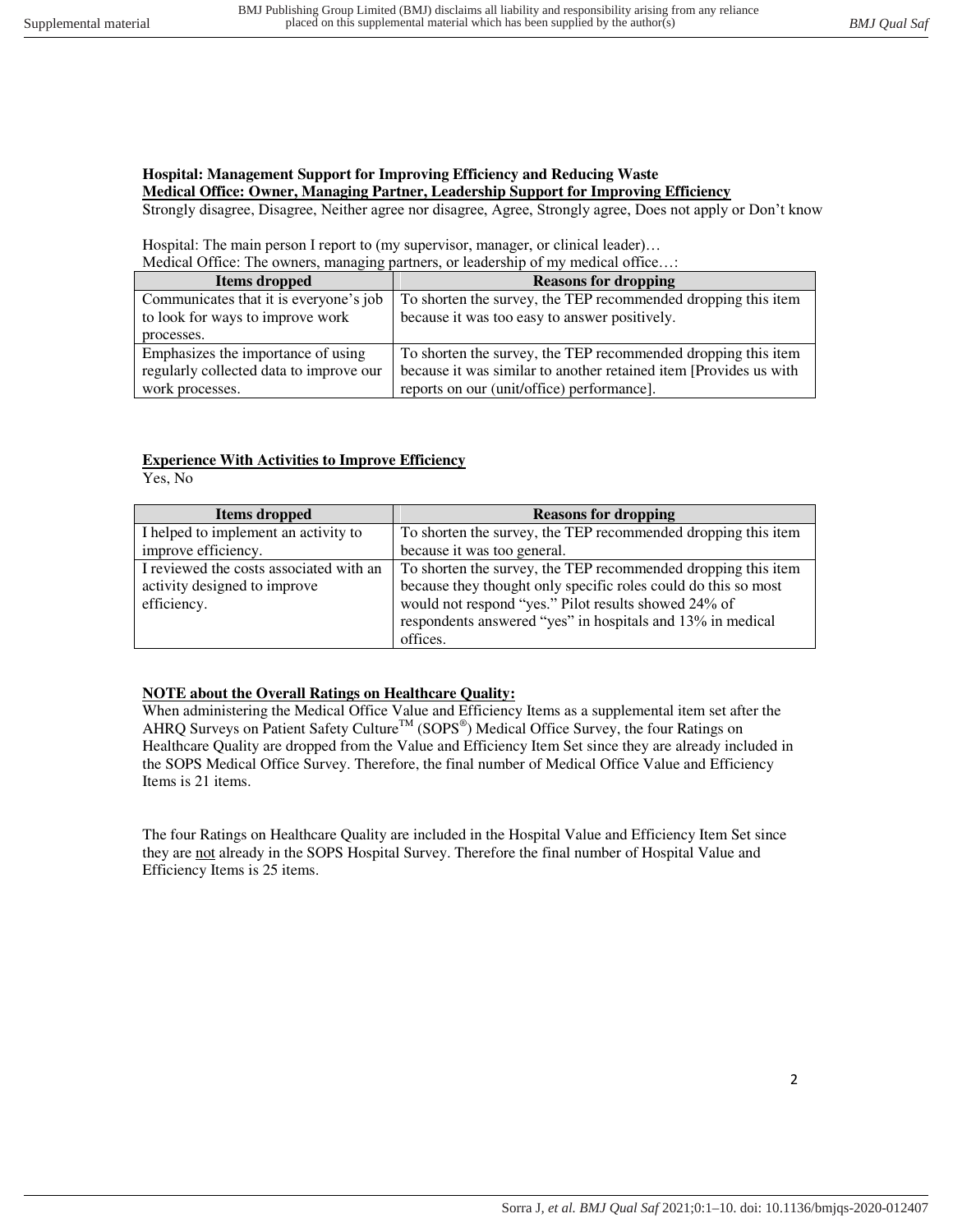**Hospital: Management Support for Improving Efficiency and Reducing Waste**

**Medical Office: Owner, Managing Partner, Leadership Support for Improving Efficiency**

Strongly disagree, Disagree, Neither agree nor disagree, Agree, Strongly agree, Does not apply or Don't know

Hospital: The main person I report to (my supervisor, manager, or clinical leader)…

Medical Office: The owners, managing partners, or leadership of my medical office…:

| Items dropped | Reasons for dropping |
|---|---|
| Communicates that it is everyone's job to look for ways to improve work processes. | To shorten the survey, the TEP recommended dropping this item because it was too easy to answer positively. |
| Emphasizes the importance of using regularly collected data to improve our work processes. | To shorten the survey, the TEP recommended dropping this item because it was similar to another retained item [Provides us with reports on our (unit/office) performance]. |

**Experience With Activities to Improve Efficiency**

Yes, No

| Items dropped | Reasons for dropping |
|---|---|
| I helped to implement an activity to improve efficiency. | To shorten the survey, the TEP recommended dropping this item because it was too general. |
| I reviewed the costs associated with an activity designed to improve efficiency. | To shorten the survey, the TEP recommended dropping this item because they thought only specific roles could do this so most would not respond "yes." Pilot results showed 24% of respondents answered "yes" in hospitals and 13% in medical offices. |

**NOTE about the Overall Ratings on Healthcare Quality:**

When administering the Medical Office Value and Efficiency Items as a supplemental item set after the AHRQ Surveys on Patient Safety Culture™ (SOPS®) Medical Office Survey, the four Ratings on Healthcare Quality are dropped from the Value and Efficiency Item Set since they are already included in the SOPS Medical Office Survey. Therefore, the final number of Medical Office Value and Efficiency Items is 21 items.

The four Ratings on Healthcare Quality are included in the Hospital Value and Efficiency Item Set since they are not already in the SOPS Hospital Survey. Therefore the final number of Hospital Value and Efficiency Items is 25 items.